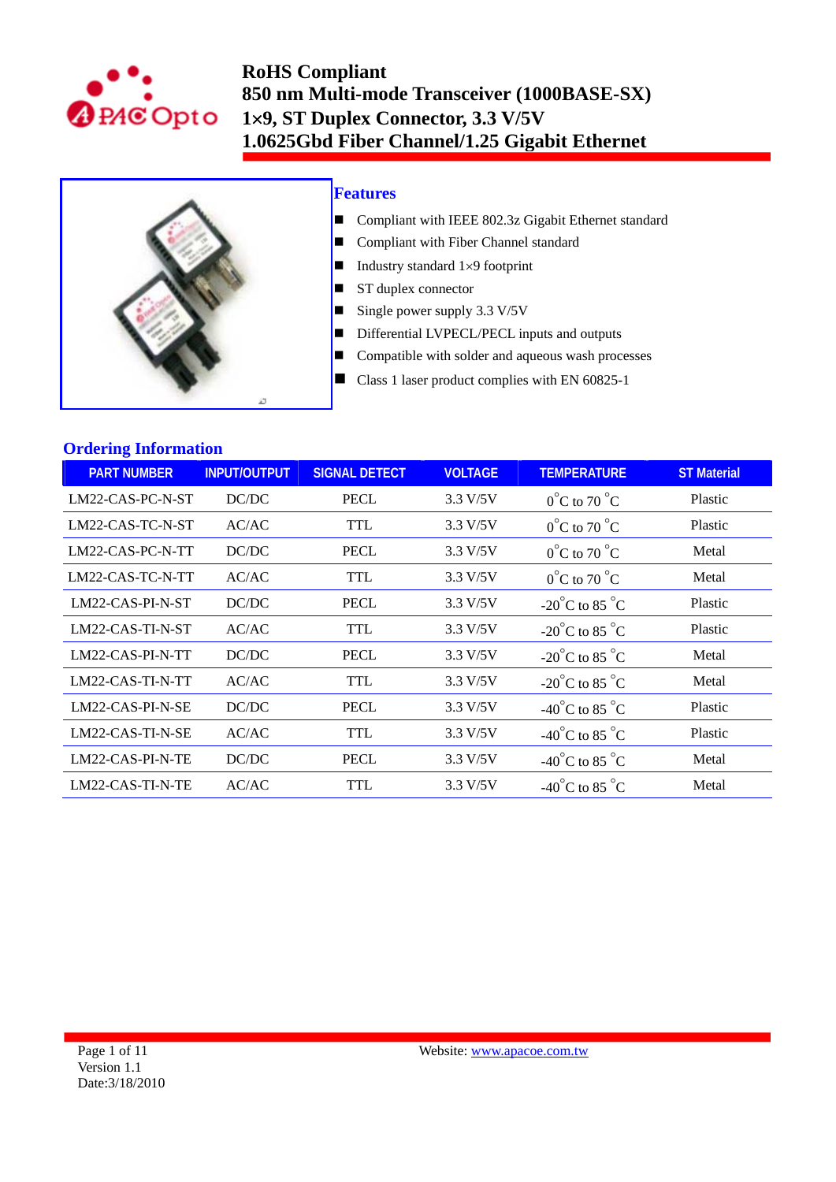# RoHS Compliant
# 850 nm Multi-mode Transceiver (1000BASE-SX)
# 1×9, ST Duplex Connector, 3.3 V/5V
# 1.0625Gbd Fiber Channel/1.25 Gigabit Ethernet

## Features

- Compliant with IEEE 802.3z Gigabit Ethernet standard
- Compliant with Fiber Channel standard
- Industry standard 1×9 footprint
- ST duplex connector
- Single power supply 3.3 V/5V
- Differential LVPECL/PECL inputs and outputs
- Compatible with solder and aqueous wash processes
- Class 1 laser product complies with EN 60825-1

## Ordering Information

| PART NUMBER | INPUT/OUTPUT | SIGNAL DETECT | VOLTAGE | TEMPERATURE | ST Material |
|---|---|---|---|---|---|
| LM22-CAS-PC-N-ST | DC/DC | PECL | 3.3 V/5V | 0°C to 70 °C | Plastic |
| LM22-CAS-TC-N-ST | AC/AC | TTL | 3.3 V/5V | 0°C to 70 °C | Plastic |
| LM22-CAS-PC-N-TT | DC/DC | PECL | 3.3 V/5V | 0°C to 70 °C | Metal |
| LM22-CAS-TC-N-TT | AC/AC | TTL | 3.3 V/5V | 0°C to 70 °C | Metal |
| LM22-CAS-PI-N-ST | DC/DC | PECL | 3.3 V/5V | -20°C to 85 °C | Plastic |
| LM22-CAS-TI-N-ST | AC/AC | TTL | 3.3 V/5V | -20°C to 85 °C | Plastic |
| LM22-CAS-PI-N-TT | DC/DC | PECL | 3.3 V/5V | -20°C to 85 °C | Metal |
| LM22-CAS-TI-N-TT | AC/AC | TTL | 3.3 V/5V | -20°C to 85 °C | Metal |
| LM22-CAS-PI-N-SE | DC/DC | PECL | 3.3 V/5V | -40°C to 85 °C | Plastic |
| LM22-CAS-TI-N-SE | AC/AC | TTL | 3.3 V/5V | -40°C to 85 °C | Plastic |
| LM22-CAS-PI-N-TE | DC/DC | PECL | 3.3 V/5V | -40°C to 85 °C | Metal |
| LM22-CAS-TI-N-TE | AC/AC | TTL | 3.3 V/5V | -40°C to 85 °C | Metal |

Version 1.1
Date:3/18/2010

Website: www.apacoe.com.tw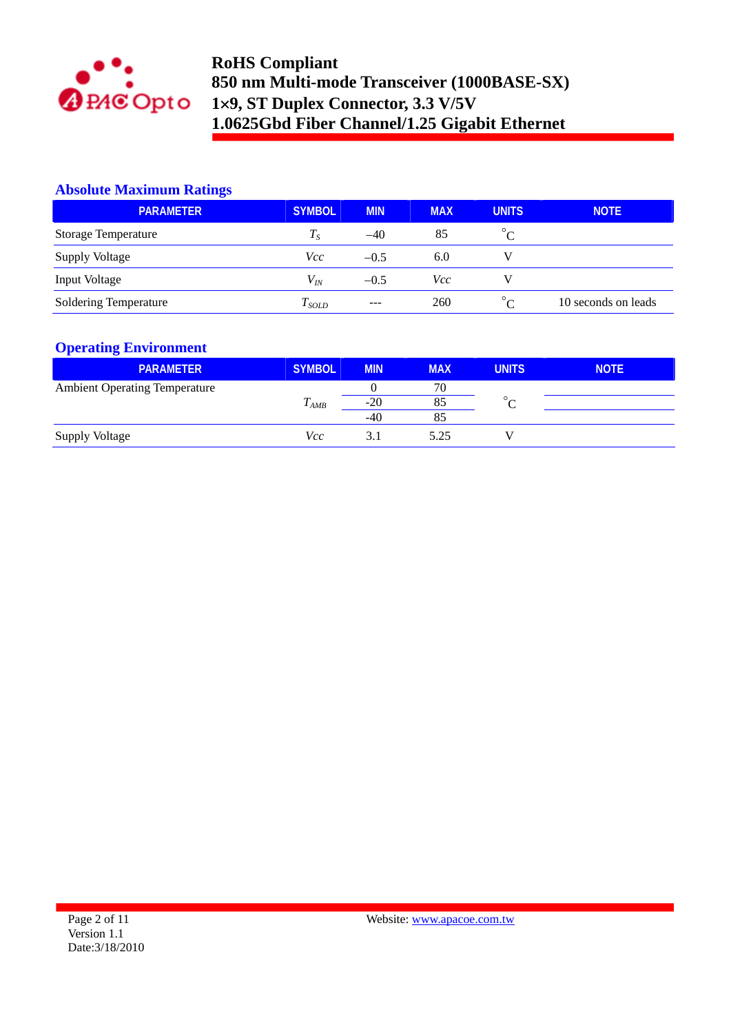## Absolute Maximum Ratings

| PARAMETER | SYMBOL | MIN | MAX | UNITS | NOTE |
|---|---|---|---|---|---|
| Storage Temperature | $T_S$ | –40 | 85 | °C | |
| Supply Voltage | $Vcc$ | –0.5 | 6.0 | V | |
| Input Voltage | $V_{IN}$ | –0.5 | $Vcc$ | V | |
| Soldering Temperature | $T_{SOLD}$ | --- | 260 | °C | 10 seconds on leads |

## Operating Environment

| PARAMETER | SYMBOL | MIN | MAX | UNITS | NOTE |
|---|---|---|---|---|---|
| Ambient Operating Temperature | $T_{AMB}$ | 0 | 70 | °C | |
| | | -20 | 85 | | |
| | | -40 | 85 | | |
| Supply Voltage | $Vcc$ | 3.1 | 5.25 | V | |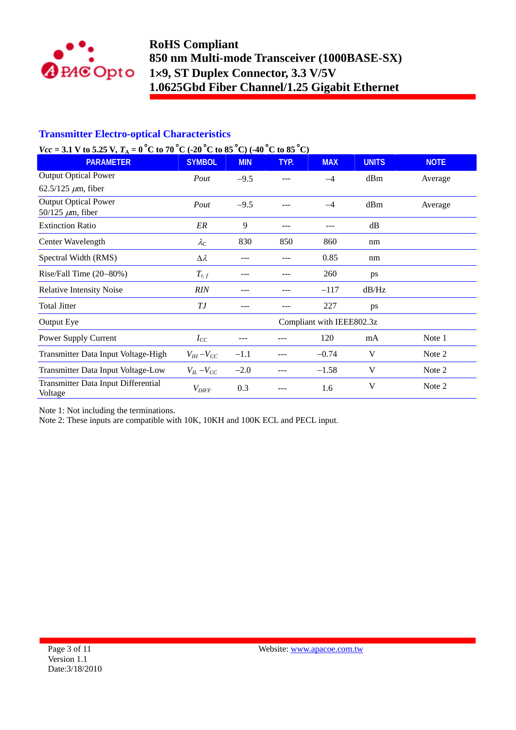## Transmitter Electro-optical Characteristics

***Vcc* = 3.1 V to 5.25 V, $T_A$ = 0 °C to 70 °C (-20 °C to 85 °C) (-40 °C to 85 °C)**

| PARAMETER | SYMBOL | MIN | TYP. | MAX | UNITS | NOTE |
|---|---|---|---|---|---|---|
| Output Optical Power 62.5/125 μm, fiber | *Pout* | –9.5 | --- | –4 | dBm | Average |
| Output Optical Power 50/125 μm, fiber | *Pout* | –9.5 | --- | –4 | dBm | Average |
| Extinction Ratio | *ER* | 9 | --- | --- | dB | |
| Center Wavelength | $\lambda_C$ | 830 | 850 | 860 | nm | |
| Spectral Width (RMS) | $\Delta\lambda$ | --- | --- | 0.85 | nm | |
| Rise/Fall Time (20–80%) | $T_{r,f}$ | --- | --- | 260 | ps | |
| Relative Intensity Noise | *RIN* | --- | --- | –117 | dB/Hz | |
| Total Jitter | *TJ* | --- | --- | 227 | ps | |
| Output Eye | | | Compliant with IEEE802.3z | | | |
| Power Supply Current | $I_{CC}$ | --- | --- | 120 | mA | Note 1 |
| Transmitter Data Input Voltage-High | $V_{IH} - V_{CC}$ | –1.1 | --- | –0.74 | V | Note 2 |
| Transmitter Data Input Voltage-Low | $V_{IL} - V_{CC}$ | –2.0 | --- | –1.58 | V | Note 2 |
| Transmitter Data Input Differential Voltage | $V_{DIFF}$ | 0.3 | --- | 1.6 | V | Note 2 |

Note 1: Not including the terminations.
Note 2: These inputs are compatible with 10K, 10KH and 100K ECL and PECL input.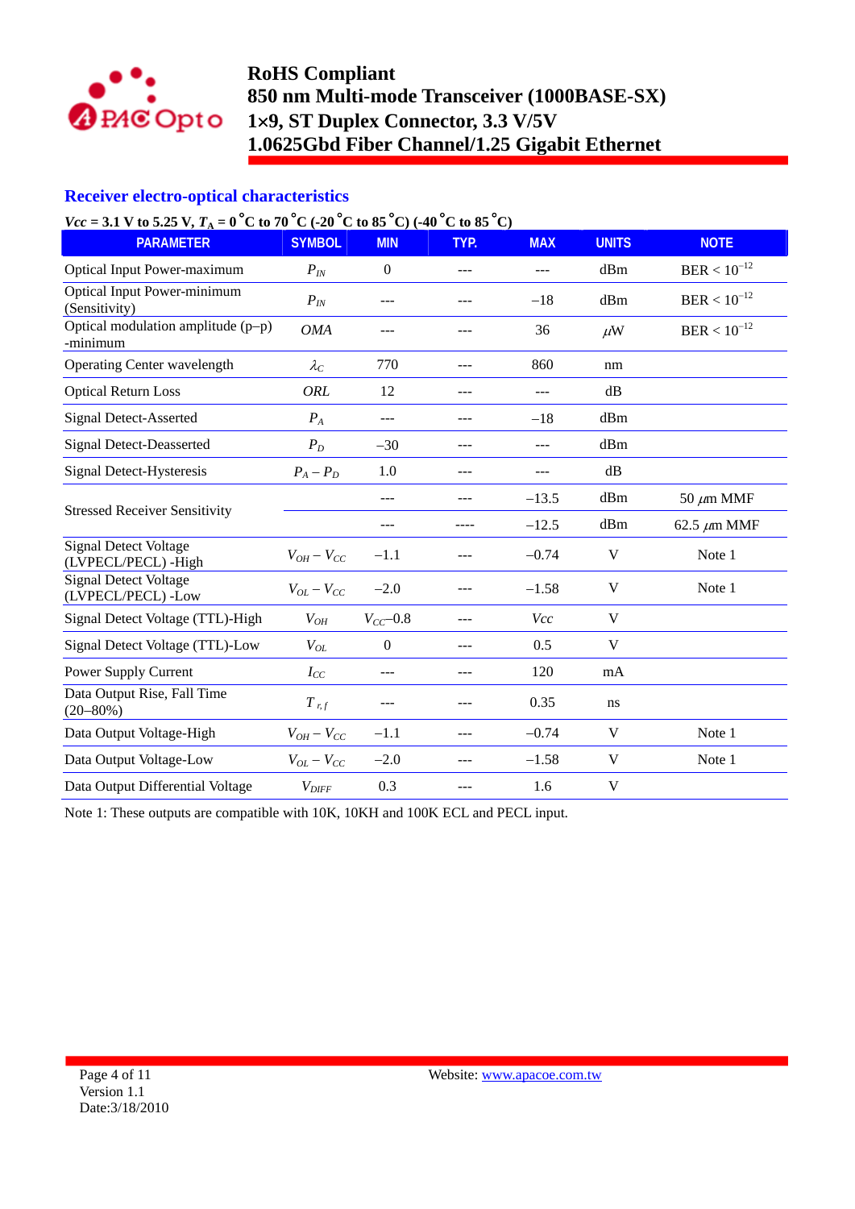## Receiver electro-optical characteristics

***Vcc* = 3.1 V to 5.25 V, $T_A$ = 0 °C to 70 °C (-20 °C to 85 °C) (-40 °C to 85 °C)**

| PARAMETER | SYMBOL | MIN | TYP. | MAX | UNITS | NOTE |
|---|---|---|---|---|---|---|
| Optical Input Power-maximum | $P_{IN}$ | 0 | --- | --- | dBm | BER < $10^{-12}$ |
| Optical Input Power-minimum (Sensitivity) | $P_{IN}$ | --- | --- | −18 | dBm | BER < $10^{-12}$ |
| Optical modulation amplitude (p−p) -minimum | *OMA* | --- | --- | 36 | $\mu$W | BER < $10^{-12}$ |
| Operating Center wavelength | $\lambda_C$ | 770 | --- | 860 | nm | |
| Optical Return Loss | *ORL* | 12 | --- | --- | dB | |
| Signal Detect-Asserted | $P_A$ | --- | --- | −18 | dBm | |
| Signal Detect-Deasserted | $P_D$ | −30 | --- | --- | dBm | |
| Signal Detect-Hysteresis | $P_A - P_D$ | 1.0 | --- | --- | dB | |
| Stressed Receiver Sensitivity | | --- | --- | −13.5 | dBm | 50 $\mu$m MMF |
| | | --- | ---- | −12.5 | dBm | 62.5 $\mu$m MMF |
| Signal Detect Voltage (LVPECL/PECL) -High | $V_{OH} - V_{CC}$ | −1.1 | --- | −0.74 | V | Note 1 |
| Signal Detect Voltage (LVPECL/PECL) -Low | $V_{OL} - V_{CC}$ | −2.0 | --- | −1.58 | V | Note 1 |
| Signal Detect Voltage (TTL)-High | $V_{OH}$ | $V_{CC}$−0.8 | --- | *Vcc* | V | |
| Signal Detect Voltage (TTL)-Low | $V_{OL}$ | 0 | --- | 0.5 | V | |
| Power Supply Current | $I_{CC}$ | --- | --- | 120 | mA | |
| Data Output Rise, Fall Time (20–80%) | $T_{r,f}$ | --- | --- | 0.35 | ns | |
| Data Output Voltage-High | $V_{OH} - V_{CC}$ | −1.1 | --- | −0.74 | V | Note 1 |
| Data Output Voltage-Low | $V_{OL} - V_{CC}$ | −2.0 | --- | −1.58 | V | Note 1 |
| Data Output Differential Voltage | $V_{DIFF}$ | 0.3 | --- | 1.6 | V | |

Note 1: These outputs are compatible with 10K, 10KH and 100K ECL and PECL input.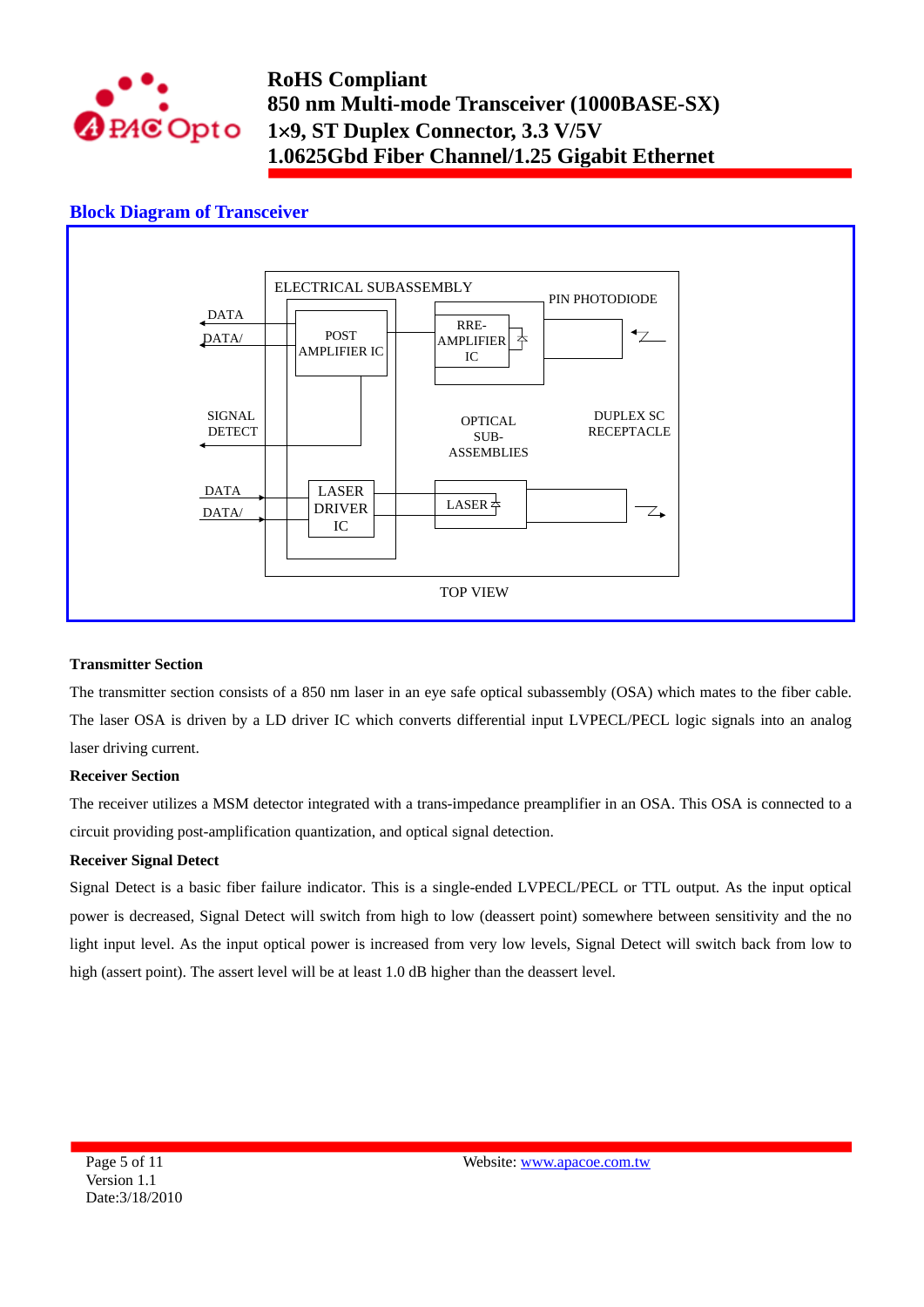## Block Diagram of Transceiver

ELECTRICAL SUBASSEMBLY

PIN PHOTODIODE

DATA

DATA/

POST AMPLIFIER IC

RRE-AMPLIFIER IC

SIGNAL DETECT

OPTICAL SUB-ASSEMBLIES

DUPLEX SC RECEPTACLE

DATA

DATA/

LASER DRIVER IC

LASER

TOP VIEW

**Transmitter Section**

The transmitter section consists of a 850 nm laser in an eye safe optical subassembly (OSA) which mates to the fiber cable. The laser OSA is driven by a LD driver IC which converts differential input LVPECL/PECL logic signals into an analog laser driving current.

**Receiver Section**

The receiver utilizes a MSM detector integrated with a trans-impedance preamplifier in an OSA. This OSA is connected to a circuit providing post-amplification quantization, and optical signal detection.

**Receiver Signal Detect**

Signal Detect is a basic fiber failure indicator. This is a single-ended LVPECL/PECL or TTL output. As the input optical power is decreased, Signal Detect will switch from high to low (deassert point) somewhere between sensitivity and the no light input level. As the input optical power is increased from very low levels, Signal Detect will switch back from low to high (assert point). The assert level will be at least 1.0 dB higher than the deassert level.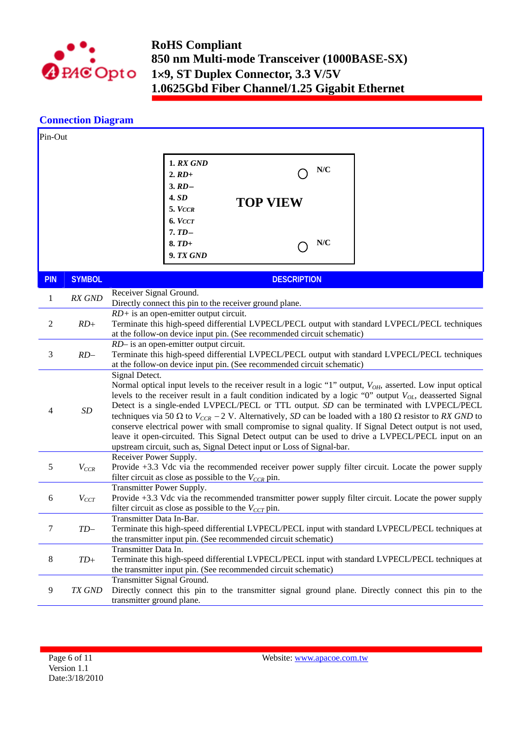## Connection Diagram

Pin-Out

**TOP VIEW**

1. ***RX GND***
2. ***RD+***
3. ***RD–***
4. ***SD***
5. ***$V_{CCR}$***
6. ***$V_{CCT}$***
7. ***TD–***
8. ***TD+***
9. ***TX GND***

N/C

N/C

| PIN | SYMBOL | DESCRIPTION |
|---|---|---|
| 1 | *RX GND* | Receiver Signal Ground.<br>Directly connect this pin to the receiver ground plane. |
| 2 | *RD+* | *RD+* is an open-emitter output circuit.<br>Terminate this high-speed differential LVPECL/PECL output with standard LVPECL/PECL techniques at the follow-on device input pin. (See recommended circuit schematic) |
| 3 | *RD–* | *RD–* is an open-emitter output circuit.<br>Terminate this high-speed differential LVPECL/PECL output with standard LVPECL/PECL techniques at the follow-on device input pin. (See recommended circuit schematic) |
| 4 | *SD* | Signal Detect.<br>Normal optical input levels to the receiver result in a logic "1" output, $V_{OH}$, asserted. Low input optical levels to the receiver result in a fault condition indicated by a logic "0" output $V_{OL}$, deasserted Signal Detect is a single-ended LVPECL/PECL or TTL output. *SD* can be terminated with LVPECL/PECL techniques via 50 Ω to $V_{CCR}$ − 2 V. Alternatively, *SD* can be loaded with a 180 Ω resistor to *RX GND* to conserve electrical power with small compromise to signal quality. If Signal Detect output is not used, leave it open-circuited. This Signal Detect output can be used to drive a LVPECL/PECL input on an upstream circuit, such as, Signal Detect input or Loss of Signal-bar. |
| 5 | $V_{CCR}$ | Receiver Power Supply.<br>Provide +3.3 Vdc via the recommended receiver power supply filter circuit. Locate the power supply filter circuit as close as possible to the $V_{CCR}$ pin. |
| 6 | $V_{CCT}$ | Transmitter Power Supply.<br>Provide +3.3 Vdc via the recommended transmitter power supply filter circuit. Locate the power supply filter circuit as close as possible to the $V_{CCT}$ pin. |
| 7 | *TD–* | Transmitter Data In-Bar.<br>Terminate this high-speed differential LVPECL/PECL input with standard LVPECL/PECL techniques at the transmitter input pin. (See recommended circuit schematic) |
| 8 | *TD+* | Transmitter Data In.<br>Terminate this high-speed differential LVPECL/PECL input with standard LVPECL/PECL techniques at the transmitter input pin. (See recommended circuit schematic) |
| 9 | *TX GND* | Transmitter Signal Ground.<br>Directly connect this pin to the transmitter signal ground plane. Directly connect this pin to the transmitter ground plane. |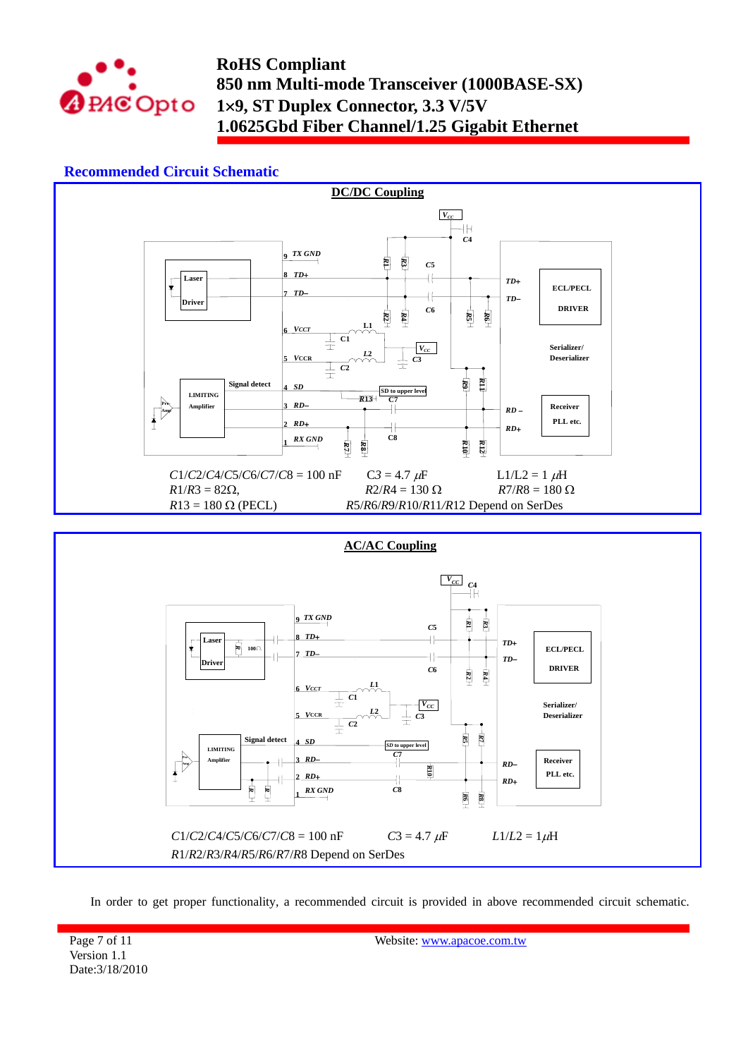## Recommended Circuit Schematic

**DC/DC Coupling**

$C1/C2/C4/C5/C6/C7/C8$ = 100 nF  $C3 = 4.7\ \mu F$  L1/L2 = 1 $\mu$H

$R1/R3 = 82\Omega$,  $R2/R4 = 130\ \Omega$  $R7/R8 = 180\ \Omega$

$R13 = 180\ \Omega$ (PECL)  $R5/R6/R9/R10/R11/R12$ Depend on SerDes

**AC/AC Coupling**

$C1/C2/C4/C5/C6/C7/C8$ = 100 nF  $C3 = 4.7\ \mu F$  $L1/L2 = 1\mu$H

$R1/R2/R3/R4/R5/R6/R7/R8$ Depend on SerDes

In order to get proper functionality, a recommended circuit is provided in above recommended circuit schematic.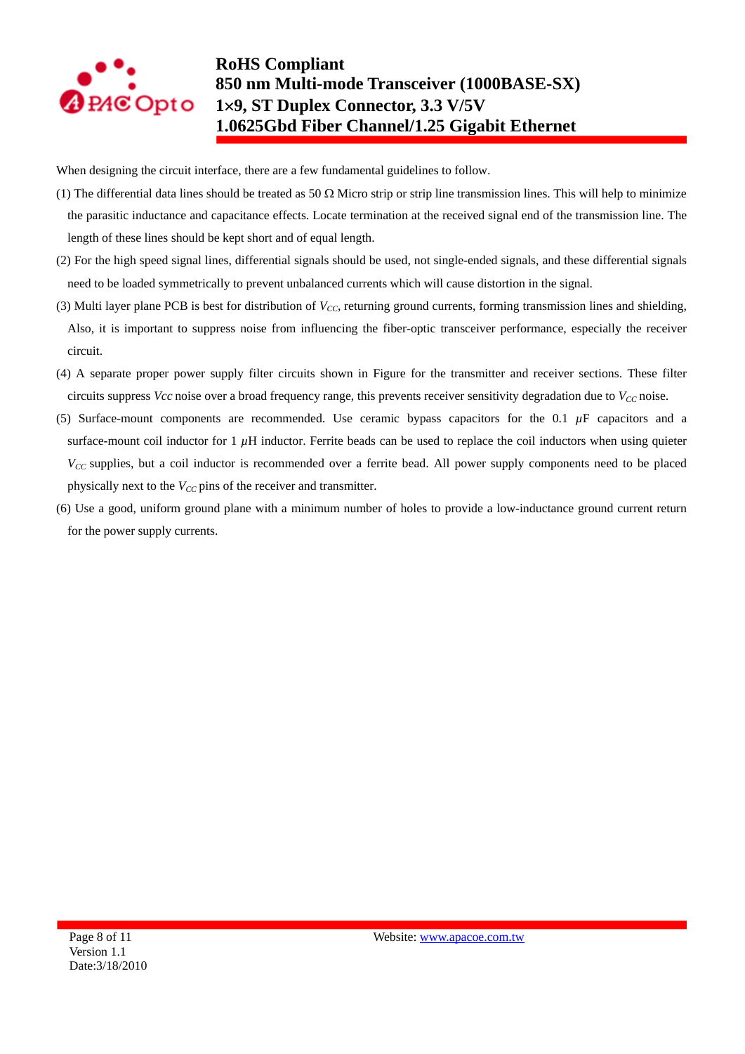When designing the circuit interface, there are a few fundamental guidelines to follow.

(1) The differential data lines should be treated as 50 Ω Micro strip or strip line transmission lines. This will help to minimize the parasitic inductance and capacitance effects. Locate termination at the received signal end of the transmission line. The length of these lines should be kept short and of equal length.

(2) For the high speed signal lines, differential signals should be used, not single-ended signals, and these differential signals need to be loaded symmetrically to prevent unbalanced currents which will cause distortion in the signal.

(3) Multi layer plane PCB is best for distribution of $V_{CC}$, returning ground currents, forming transmission lines and shielding, Also, it is important to suppress noise from influencing the fiber-optic transceiver performance, especially the receiver circuit.

(4) A separate proper power supply filter circuits shown in Figure for the transmitter and receiver sections. These filter circuits suppress *Vcc* noise over a broad frequency range, this prevents receiver sensitivity degradation due to $V_{CC}$ noise.

(5) Surface-mount components are recommended. Use ceramic bypass capacitors for the 0.1 $\mu$F capacitors and a surface-mount coil inductor for 1 $\mu$H inductor. Ferrite beads can be used to replace the coil inductors when using quieter $V_{CC}$ supplies, but a coil inductor is recommended over a ferrite bead. All power supply components need to be placed physically next to the $V_{CC}$ pins of the receiver and transmitter.

(6) Use a good, uniform ground plane with a minimum number of holes to provide a low-inductance ground current return for the power supply currents.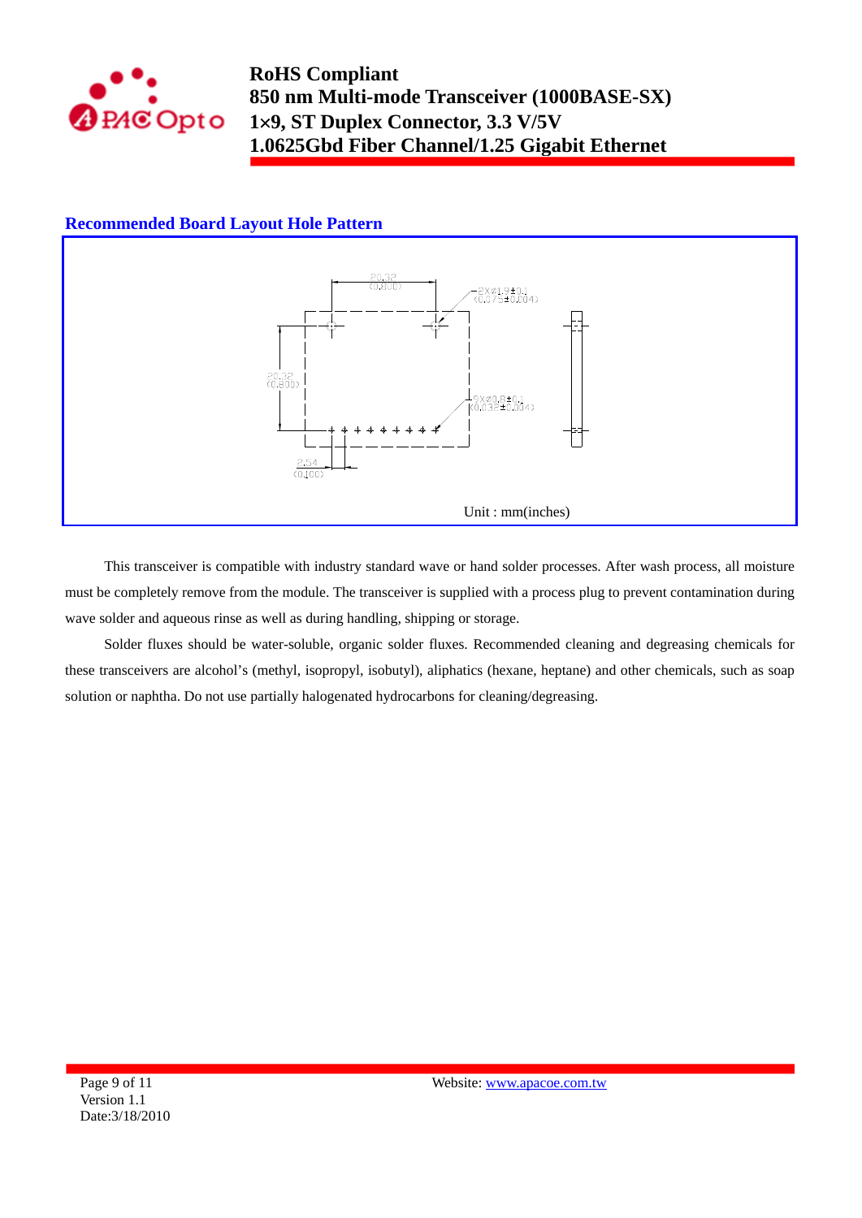## Recommended Board Layout Hole Pattern

20.32
(0.800)

2X⌀1.9±0.1
(0.075±0.004)

20.32
(0.800)

9X⌀0.8±0.1
(0.032±0.004)

2.54
(0.100)

Unit : mm(inches)

This transceiver is compatible with industry standard wave or hand solder processes. After wash process, all moisture must be completely remove from the module. The transceiver is supplied with a process plug to prevent contamination during wave solder and aqueous rinse as well as during handling, shipping or storage.

Solder fluxes should be water-soluble, organic solder fluxes. Recommended cleaning and degreasing chemicals for these transceivers are alcohol's (methyl, isopropyl, isobutyl), aliphatics (hexane, heptane) and other chemicals, such as soap solution or naphtha. Do not use partially halogenated hydrocarbons for cleaning/degreasing.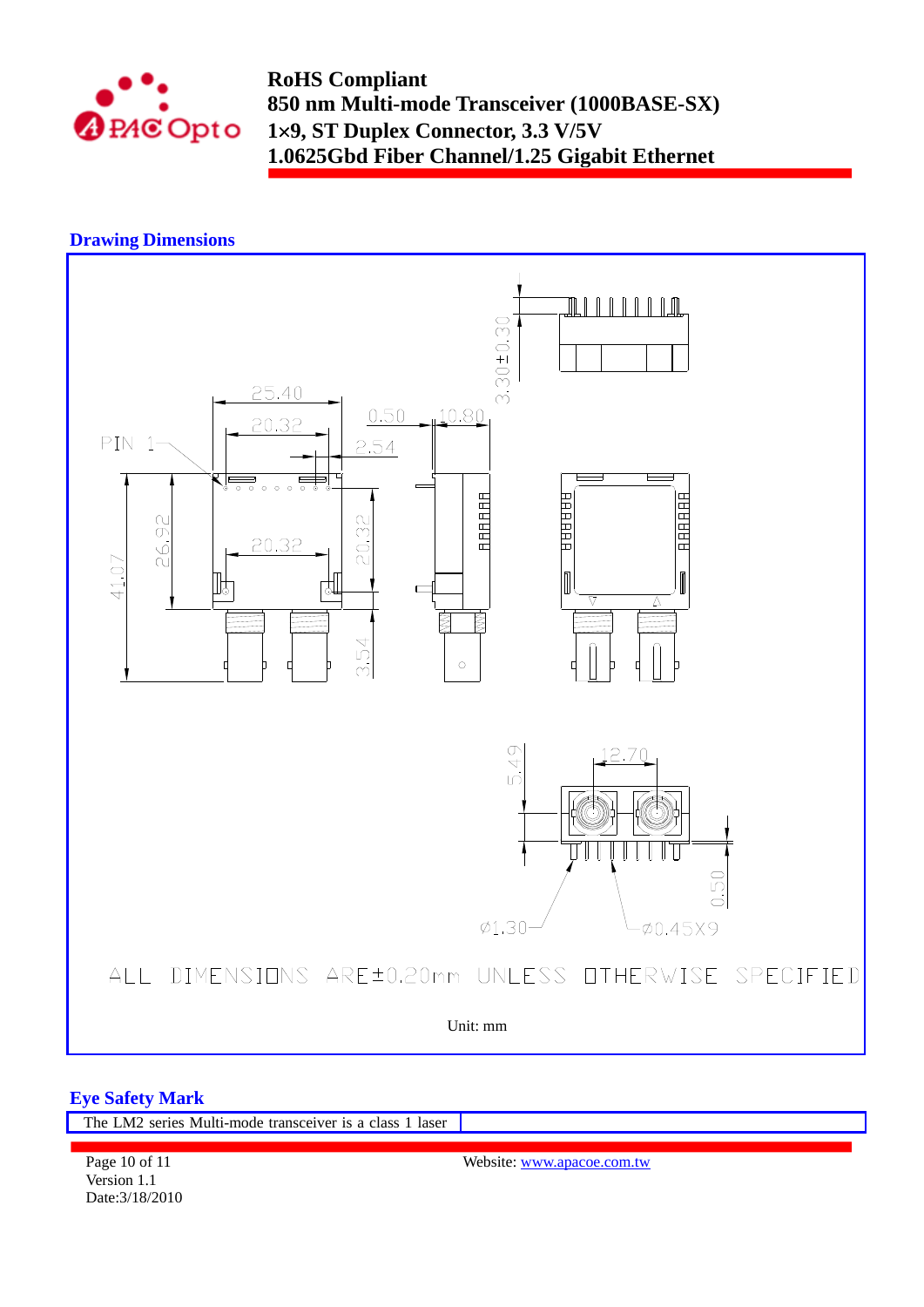## Drawing Dimensions

ALL DIMENSIONS ARE±0.20mm UNLESS OTHERWISE SPECIFIED

Unit: mm

## Eye Safety Mark

| The LM2 series Multi-mode transceiver is a class 1 laser | |
|---|---|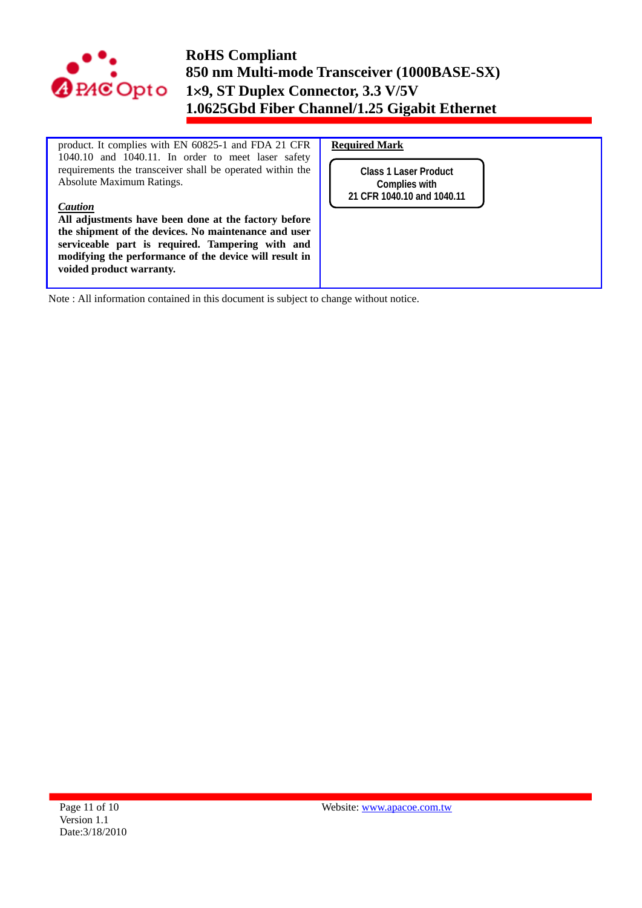product. It complies with EN 60825-1 and FDA 21 CFR 1040.10 and 1040.11. In order to meet laser safety requirements the transceiver shall be operated within the Absolute Maximum Ratings.

***Caution***

**All adjustments have been done at the factory before the shipment of the devices. No maintenance and user serviceable part is required. Tampering with and modifying the performance of the device will result in voided product warranty.**

**Required Mark**

**Class 1 Laser Product**
**Complies with**
**21 CFR 1040.10 and 1040.11**

Note : All information contained in this document is subject to change without notice.